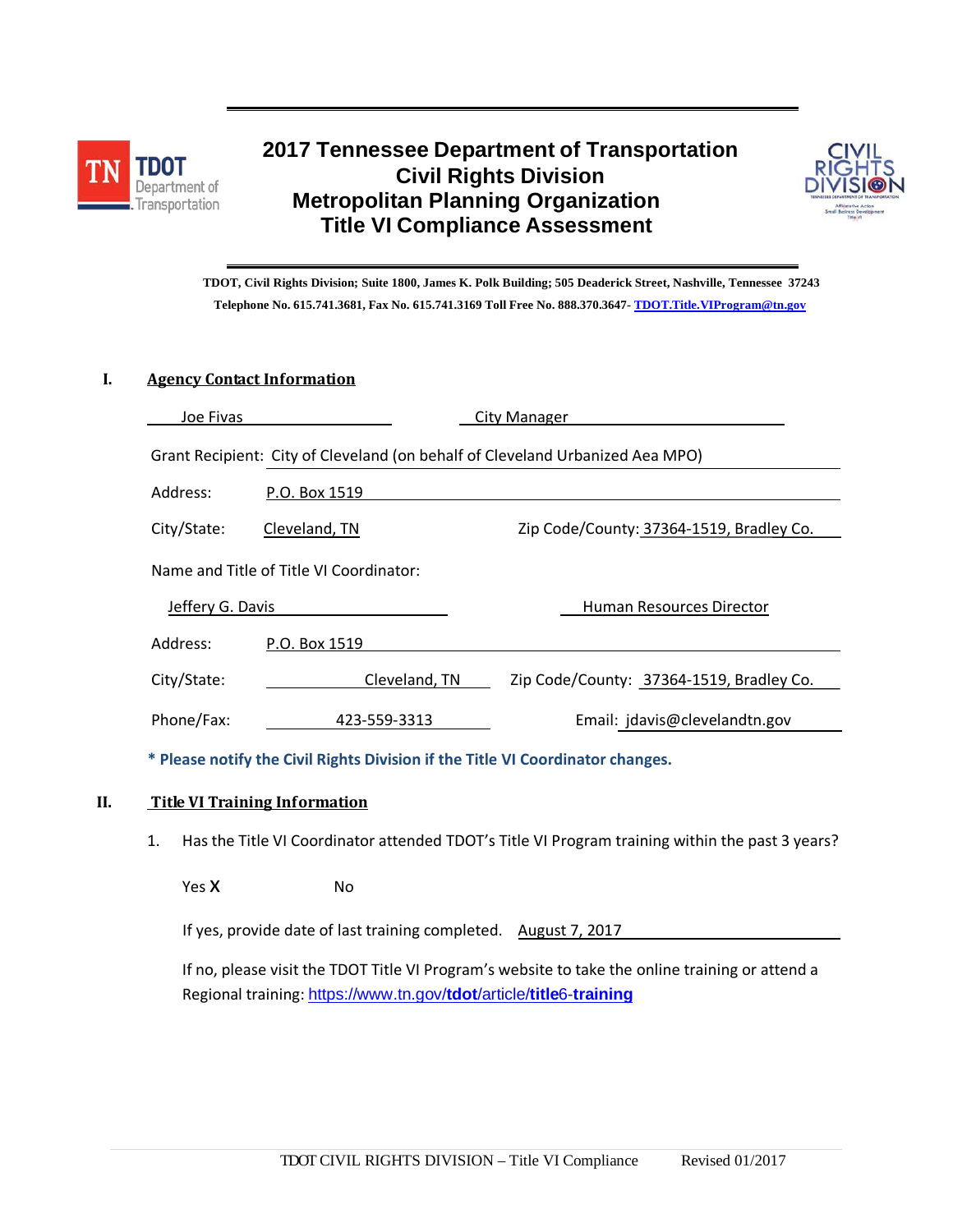# 2017 Tennessee Department of Transportation Civil Rights Division Metropolitan Planning Organization Title VI Compliance Assessment

**TDOT, Civil Rights Division; Suite 1800, James K. Polk Building; 505 Deaderick Street, Nashville, Tennessee 37243**
**Telephone No. 615.741.3681, Fax No. 615.741.3169 Toll Free No. 888.370.3647- TDOT.Title.VIProgram@tn.gov**

## I. Agency Contact Information

Joe Fivas — City Manager

Grant Recipient: City of Cleveland (on behalf of Cleveland Urbanized Aea MPO)

Address: P.O. Box 1519

City/State: Cleveland, TN — Zip Code/County: 37364-1519, Bradley Co.

Name and Title of Title VI Coordinator:

Jeffery G. Davis — Human Resources Director

Address: P.O. Box 1519

City/State: Cleveland, TN — Zip Code/County: 37364-1519, Bradley Co.

Phone/Fax: 423-559-3313 — Email: jdavis@clevelandtn.gov

**\* Please notify the Civil Rights Division if the Title VI Coordinator changes.**

## II. Title VI Training Information

1. Has the Title VI Coordinator attended TDOT's Title VI Program training within the past 3 years?

   Yes **X** No

   If yes, provide date of last training completed. August 7, 2017

   If no, please visit the TDOT Title VI Program's website to take the online training or attend a Regional training: https://www.tn.gov/tdot/article/title6-training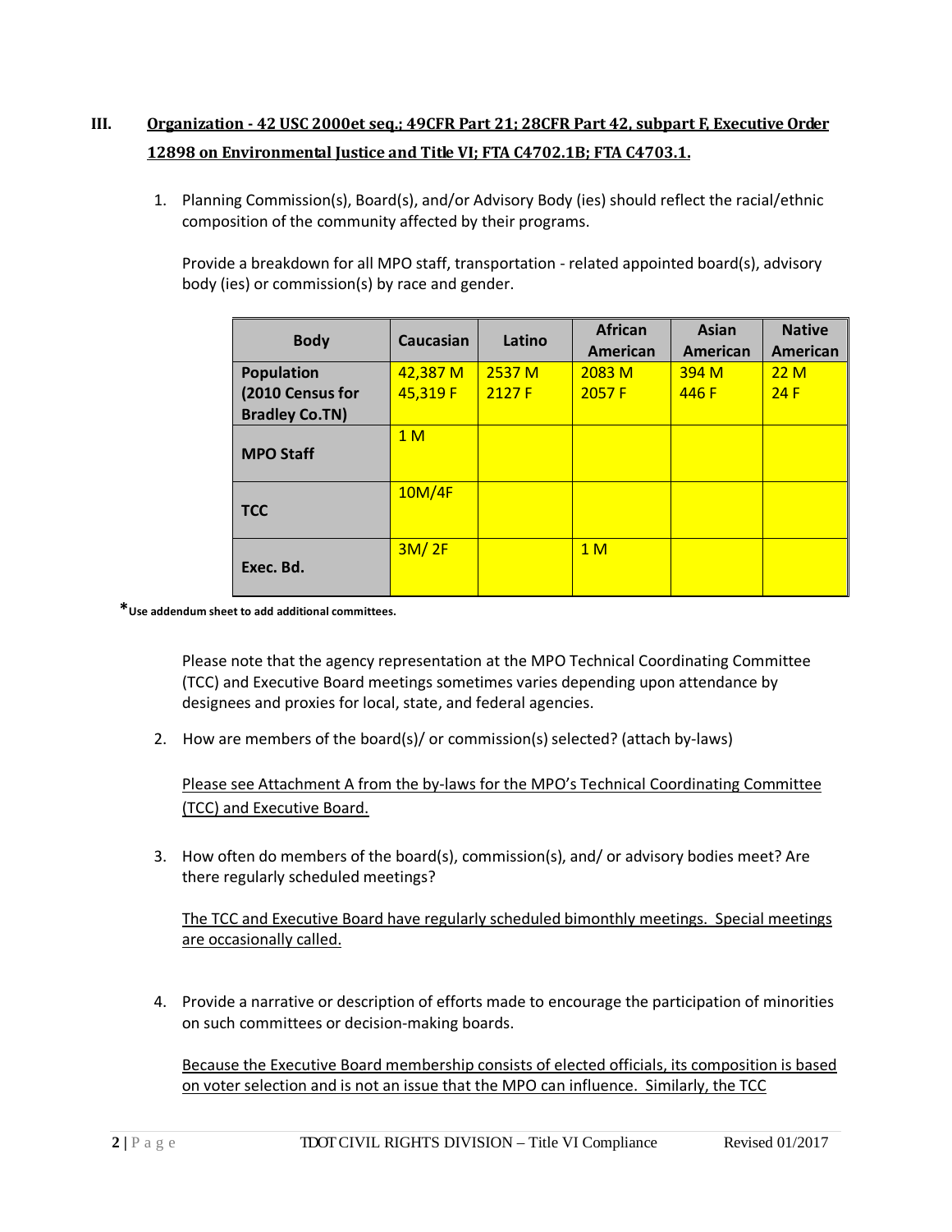## III. Organization - 42 USC 2000et seq.; 49CFR Part 21; 28CFR Part 42, subpart F, Executive Order 12898 on Environmental Justice and Title VI; FTA C4702.1B; FTA C4703.1.

1. Planning Commission(s), Board(s), and/or Advisory Body (ies) should reflect the racial/ethnic composition of the community affected by their programs.

   Provide a breakdown for all MPO staff, transportation - related appointed board(s), advisory body (ies) or commission(s) by race and gender.

| Body | Caucasian | Latino | African American | Asian American | Native American |
|---|---|---|---|---|---|
| **Population (2010 Census for Bradley Co.TN)** | 42,387 M<br>45,319 F | 2537 M<br>2127 F | 2083 M<br>2057 F | 394 M<br>446 F | 22 M<br>24 F |
| **MPO Staff** | 1 M | | | | |
| **TCC** | 10M/4F | | | | |
| **Exec. Bd.** | 3M/ 2F | | 1 M | | |

***Use addendum sheet to add additional committees.**

   Please note that the agency representation at the MPO Technical Coordinating Committee (TCC) and Executive Board meetings sometimes varies depending upon attendance by designees and proxies for local, state, and federal agencies.

2. How are members of the board(s)/ or commission(s) selected? (attach by-laws)

   Please see Attachment A from the by-laws for the MPO's Technical Coordinating Committee (TCC) and Executive Board.

3. How often do members of the board(s), commission(s), and/ or advisory bodies meet? Are there regularly scheduled meetings?

   The TCC and Executive Board have regularly scheduled bimonthly meetings. Special meetings are occasionally called.

4. Provide a narrative or description of efforts made to encourage the participation of minorities on such committees or decision-making boards.

   Because the Executive Board membership consists of elected officials, its composition is based on voter selection and is not an issue that the MPO can influence. Similarly, the TCC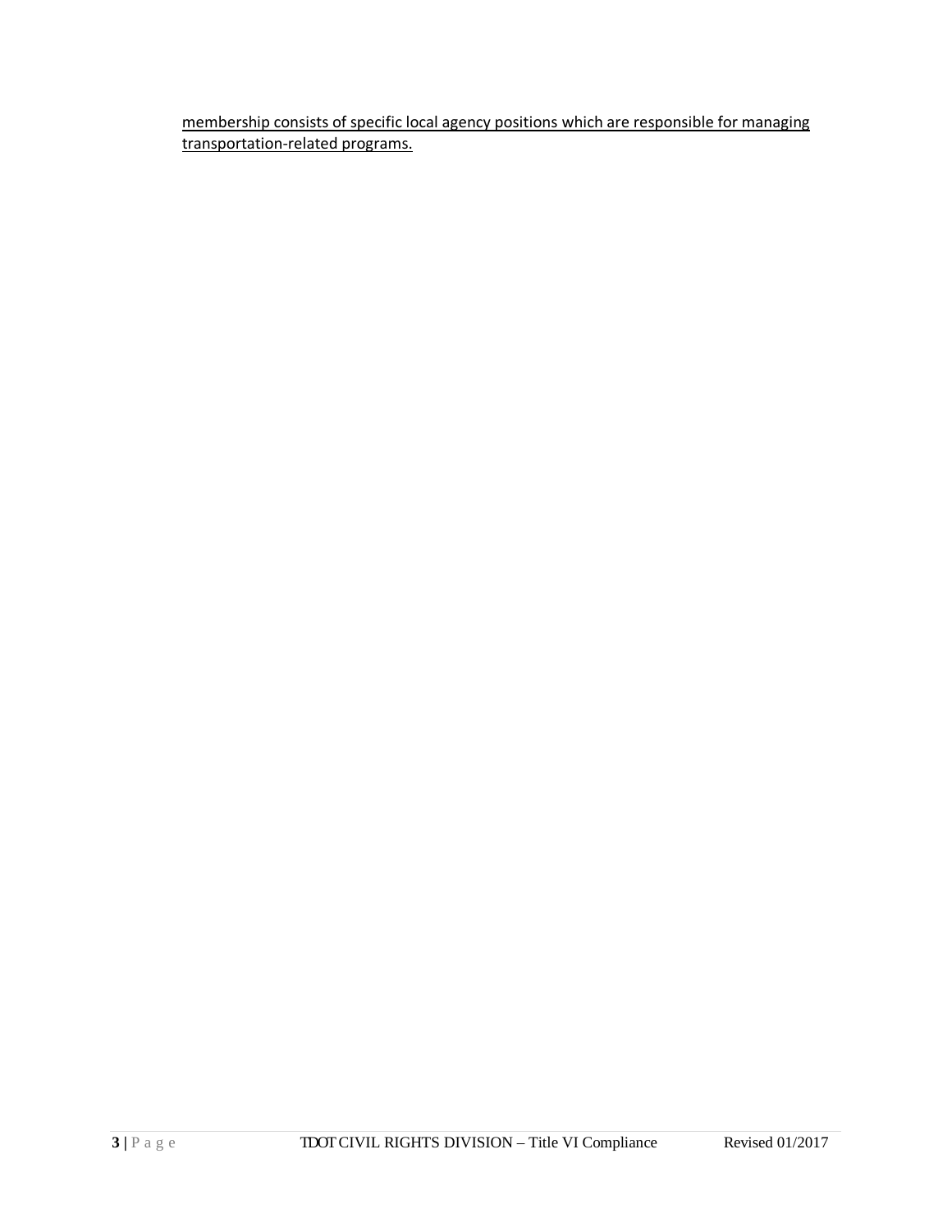membership consists of specific local agency positions which are responsible for managing transportation-related programs.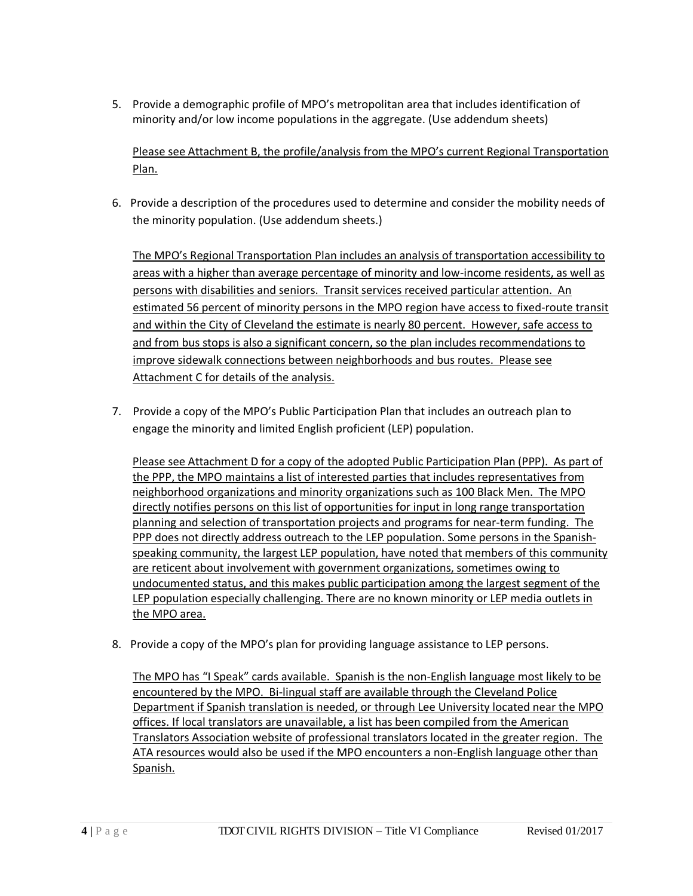5. Provide a demographic profile of MPO's metropolitan area that includes identification of minority and/or low income populations in the aggregate. (Use addendum sheets)

   Please see Attachment B, the profile/analysis from the MPO's current Regional Transportation Plan.

6. Provide a description of the procedures used to determine and consider the mobility needs of the minority population. (Use addendum sheets.)

   The MPO's Regional Transportation Plan includes an analysis of transportation accessibility to areas with a higher than average percentage of minority and low-income residents, as well as persons with disabilities and seniors. Transit services received particular attention. An estimated 56 percent of minority persons in the MPO region have access to fixed-route transit and within the City of Cleveland the estimate is nearly 80 percent. However, safe access to and from bus stops is also a significant concern, so the plan includes recommendations to improve sidewalk connections between neighborhoods and bus routes. Please see Attachment C for details of the analysis.

7. Provide a copy of the MPO's Public Participation Plan that includes an outreach plan to engage the minority and limited English proficient (LEP) population.

   Please see Attachment D for a copy of the adopted Public Participation Plan (PPP). As part of the PPP, the MPO maintains a list of interested parties that includes representatives from neighborhood organizations and minority organizations such as 100 Black Men. The MPO directly notifies persons on this list of opportunities for input in long range transportation planning and selection of transportation projects and programs for near-term funding. The PPP does not directly address outreach to the LEP population. Some persons in the Spanish-speaking community, the largest LEP population, have noted that members of this community are reticent about involvement with government organizations, sometimes owing to undocumented status, and this makes public participation among the largest segment of the LEP population especially challenging. There are no known minority or LEP media outlets in the MPO area.

8. Provide a copy of the MPO's plan for providing language assistance to LEP persons.

   The MPO has "I Speak" cards available. Spanish is the non-English language most likely to be encountered by the MPO. Bi-lingual staff are available through the Cleveland Police Department if Spanish translation is needed, or through Lee University located near the MPO offices. If local translators are unavailable, a list has been compiled from the American Translators Association website of professional translators located in the greater region. The ATA resources would also be used if the MPO encounters a non-English language other than Spanish.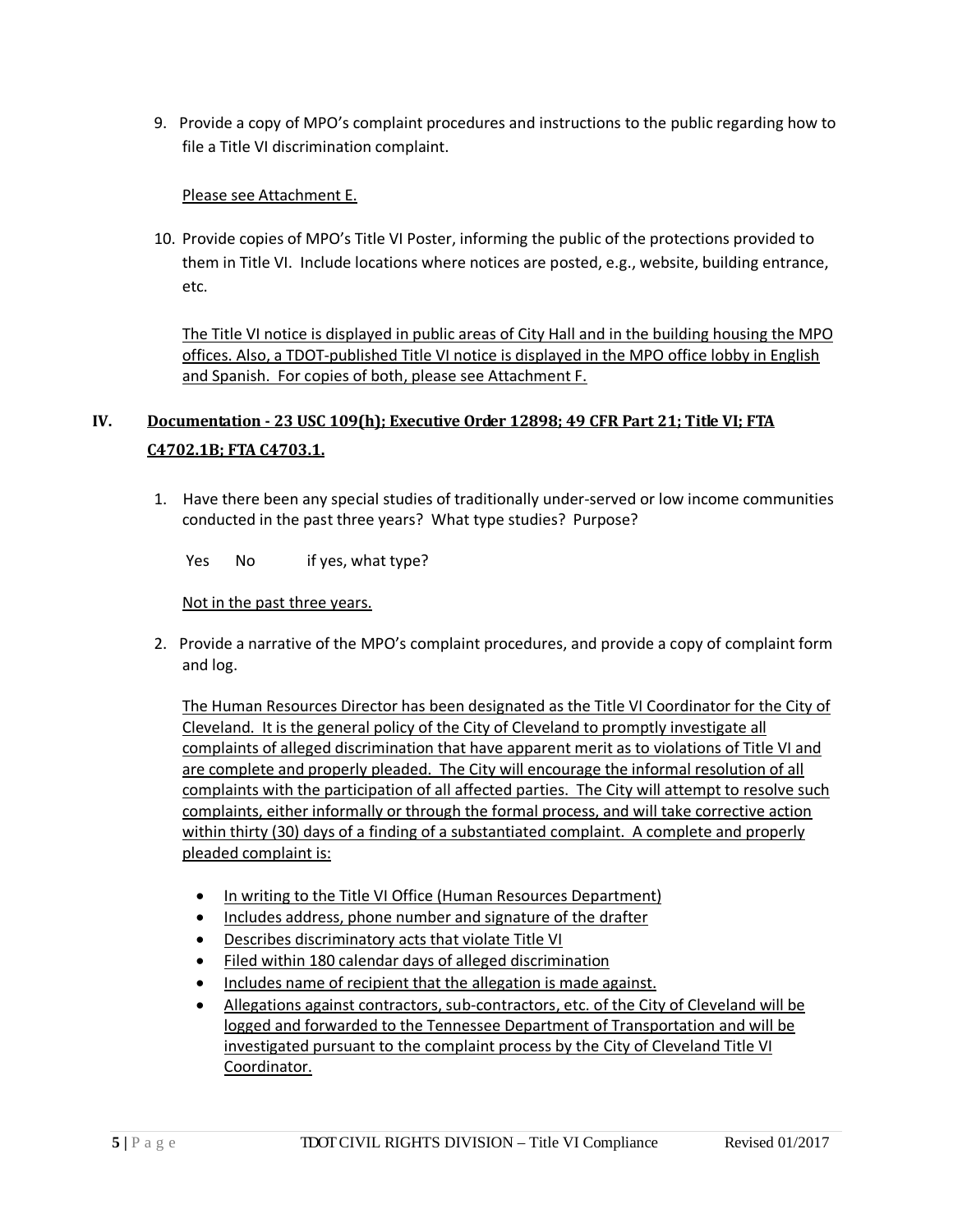9. Provide a copy of MPO's complaint procedures and instructions to the public regarding how to file a Title VI discrimination complaint.

   Please see Attachment E.

10. Provide copies of MPO's Title VI Poster, informing the public of the protections provided to them in Title VI. Include locations where notices are posted, e.g., website, building entrance, etc.

    The Title VI notice is displayed in public areas of City Hall and in the building housing the MPO offices. Also, a TDOT-published Title VI notice is displayed in the MPO office lobby in English and Spanish. For copies of both, please see Attachment F.

## IV. Documentation - 23 USC 109(h); Executive Order 12898; 49 CFR Part 21; Title VI; FTA C4702.1B; FTA C4703.1.

1. Have there been any special studies of traditionally under-served or low income communities conducted in the past three years? What type studies? Purpose?

   Yes No if yes, what type?

   Not in the past three years.

2. Provide a narrative of the MPO's complaint procedures, and provide a copy of complaint form and log.

   The Human Resources Director has been designated as the Title VI Coordinator for the City of Cleveland. It is the general policy of the City of Cleveland to promptly investigate all complaints of alleged discrimination that have apparent merit as to violations of Title VI and are complete and properly pleaded. The City will encourage the informal resolution of all complaints with the participation of all affected parties. The City will attempt to resolve such complaints, either informally or through the formal process, and will take corrective action within thirty (30) days of a finding of a substantiated complaint. A complete and properly pleaded complaint is:

   - In writing to the Title VI Office (Human Resources Department)
   - Includes address, phone number and signature of the drafter
   - Describes discriminatory acts that violate Title VI
   - Filed within 180 calendar days of alleged discrimination
   - Includes name of recipient that the allegation is made against.
   - Allegations against contractors, sub-contractors, etc. of the City of Cleveland will be logged and forwarded to the Tennessee Department of Transportation and will be investigated pursuant to the complaint process by the City of Cleveland Title VI Coordinator.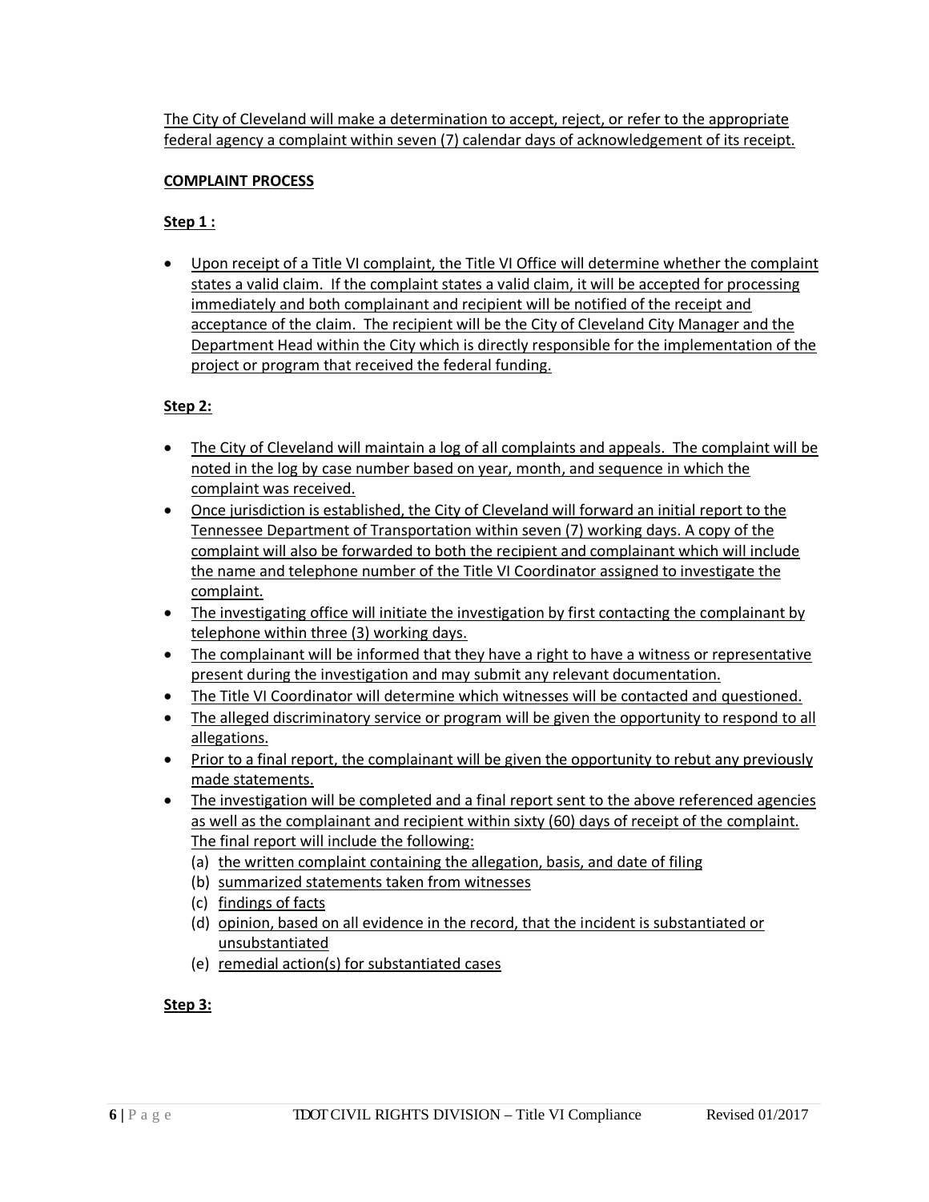The City of Cleveland will make a determination to accept, reject, or refer to the appropriate federal agency a complaint within seven (7) calendar days of acknowledgement of its receipt.

**COMPLAINT PROCESS**

**Step 1 :**

- Upon receipt of a Title VI complaint, the Title VI Office will determine whether the complaint states a valid claim. If the complaint states a valid claim, it will be accepted for processing immediately and both complainant and recipient will be notified of the receipt and acceptance of the claim. The recipient will be the City of Cleveland City Manager and the Department Head within the City which is directly responsible for the implementation of the project or program that received the federal funding.

**Step 2:**

- The City of Cleveland will maintain a log of all complaints and appeals. The complaint will be noted in the log by case number based on year, month, and sequence in which the complaint was received.
- Once jurisdiction is established, the City of Cleveland will forward an initial report to the Tennessee Department of Transportation within seven (7) working days. A copy of the complaint will also be forwarded to both the recipient and complainant which will include the name and telephone number of the Title VI Coordinator assigned to investigate the complaint.
- The investigating office will initiate the investigation by first contacting the complainant by telephone within three (3) working days.
- The complainant will be informed that they have a right to have a witness or representative present during the investigation and may submit any relevant documentation.
- The Title VI Coordinator will determine which witnesses will be contacted and questioned.
- The alleged discriminatory service or program will be given the opportunity to respond to all allegations.
- Prior to a final report, the complainant will be given the opportunity to rebut any previously made statements.
- The investigation will be completed and a final report sent to the above referenced agencies as well as the complainant and recipient within sixty (60) days of receipt of the complaint. The final report will include the following:
  - (a) the written complaint containing the allegation, basis, and date of filing
  - (b) summarized statements taken from witnesses
  - (c) findings of facts
  - (d) opinion, based on all evidence in the record, that the incident is substantiated or unsubstantiated
  - (e) remedial action(s) for substantiated cases

**Step 3:**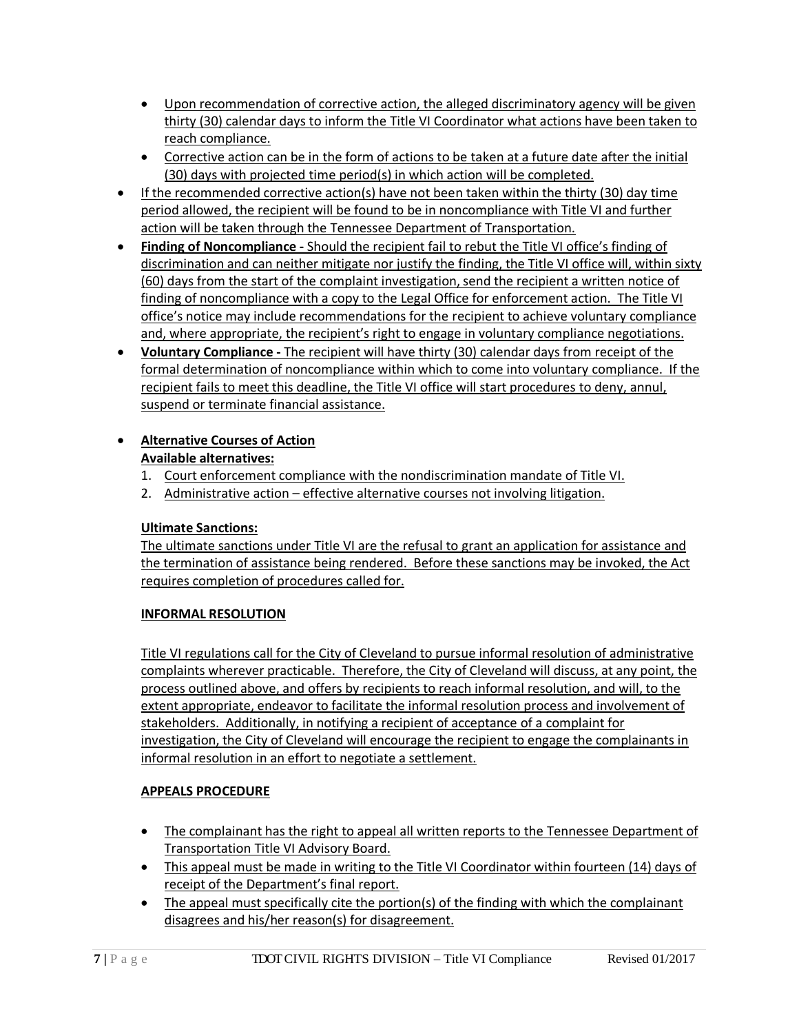- Upon recommendation of corrective action, the alleged discriminatory agency will be given thirty (30) calendar days to inform the Title VI Coordinator what actions have been taken to reach compliance.
  - Corrective action can be in the form of actions to be taken at a future date after the initial (30) days with projected time period(s) in which action will be completed.
- If the recommended corrective action(s) have not been taken within the thirty (30) day time period allowed, the recipient will be found to be in noncompliance with Title VI and further action will be taken through the Tennessee Department of Transportation.
- **Finding of Noncompliance -** Should the recipient fail to rebut the Title VI office's finding of discrimination and can neither mitigate nor justify the finding, the Title VI office will, within sixty (60) days from the start of the complaint investigation, send the recipient a written notice of finding of noncompliance with a copy to the Legal Office for enforcement action. The Title VI office's notice may include recommendations for the recipient to achieve voluntary compliance and, where appropriate, the recipient's right to engage in voluntary compliance negotiations.
- **Voluntary Compliance -** The recipient will have thirty (30) calendar days from receipt of the formal determination of noncompliance within which to come into voluntary compliance. If the recipient fails to meet this deadline, the Title VI office will start procedures to deny, annul, suspend or terminate financial assistance.
- **Alternative Courses of Action**

  **Available alternatives:**

  1. Court enforcement compliance with the nondiscrimination mandate of Title VI.
  2. Administrative action – effective alternative courses not involving litigation.

  **Ultimate Sanctions:**

  The ultimate sanctions under Title VI are the refusal to grant an application for assistance and the termination of assistance being rendered. Before these sanctions may be invoked, the Act requires completion of procedures called for.

**INFORMAL RESOLUTION**

Title VI regulations call for the City of Cleveland to pursue informal resolution of administrative complaints wherever practicable. Therefore, the City of Cleveland will discuss, at any point, the process outlined above, and offers by recipients to reach informal resolution, and will, to the extent appropriate, endeavor to facilitate the informal resolution process and involvement of stakeholders. Additionally, in notifying a recipient of acceptance of a complaint for investigation, the City of Cleveland will encourage the recipient to engage the complainants in informal resolution in an effort to negotiate a settlement.

**APPEALS PROCEDURE**

- The complainant has the right to appeal all written reports to the Tennessee Department of Transportation Title VI Advisory Board.
- This appeal must be made in writing to the Title VI Coordinator within fourteen (14) days of receipt of the Department's final report.
- The appeal must specifically cite the portion(s) of the finding with which the complainant disagrees and his/her reason(s) for disagreement.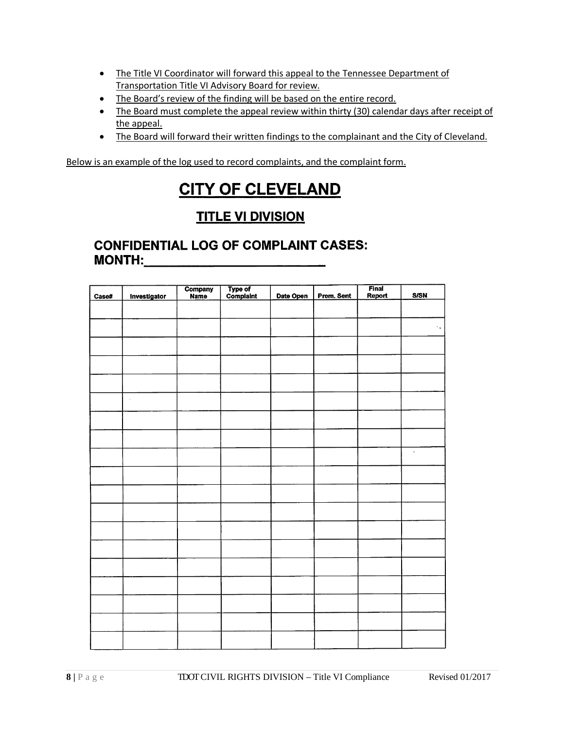- The Title VI Coordinator will forward this appeal to the Tennessee Department of Transportation Title VI Advisory Board for review.
- The Board's review of the finding will be based on the entire record.
- The Board must complete the appeal review within thirty (30) calendar days after receipt of the appeal.
- The Board will forward their written findings to the complainant and the City of Cleveland.

Below is an example of the log used to record complaints, and the complaint form.

# CITY OF CLEVELAND

## TITLE VI DIVISION

### CONFIDENTIAL LOG OF COMPLAINT CASES:
### MONTH:___________________________

| Case# | Investigator | Company Name | Type of Complaint | Date Open | Prem. Sent | Final Report | S/SN |
|---|---|---|---|---|---|---|---|
| | | | | | | | |
| | | | | | | | |
| | | | | | | | |
| | | | | | | | |
| | | | | | | | |
| | | | | | | | |
| | | | | | | | |
| | | | | | | | |
| | | | | | | | |
| | | | | | | | |
| | | | | | | | |
| | | | | | | | |
| | | | | | | | |
| | | | | | | | |
| | | | | | | | |
| | | | | | | | |
| | | | | | | | |
| | | | | | | | |
| | | | | | | | |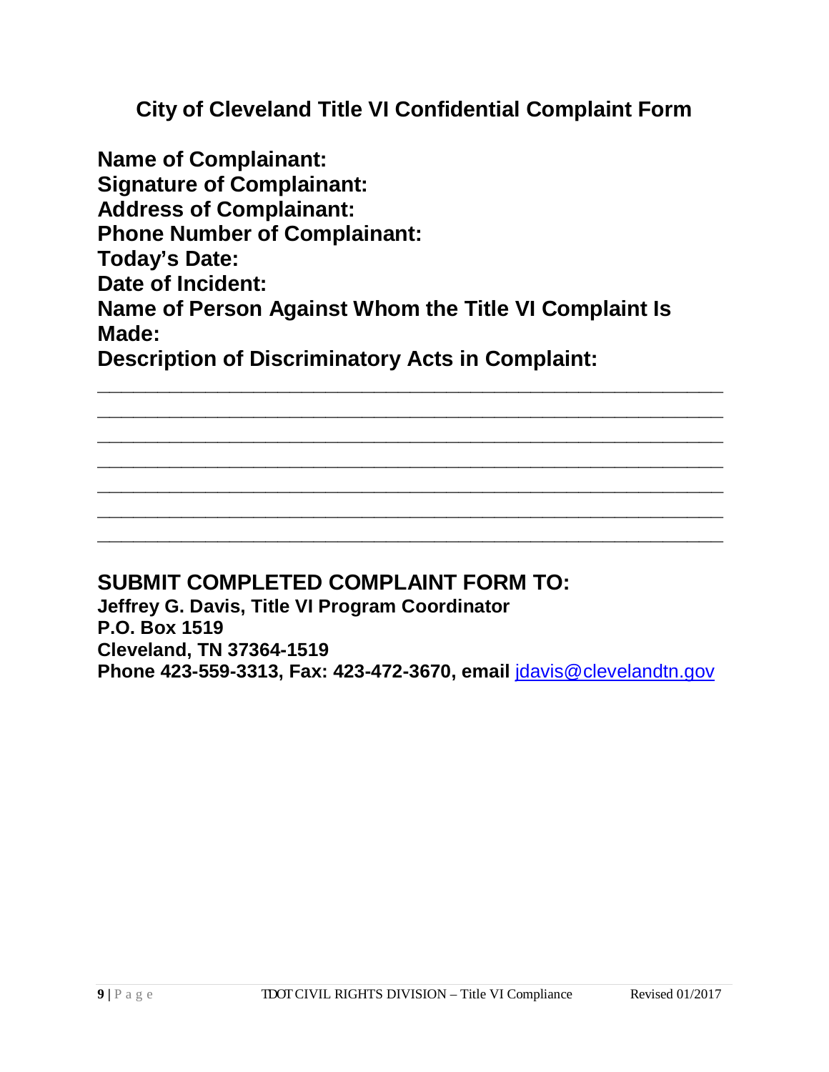## City of Cleveland Title VI Confidential Complaint Form

**Name of Complainant:**
**Signature of Complainant:**
**Address of Complainant:**
**Phone Number of Complainant:**
**Today's Date:**
**Date of Incident:**
**Name of Person Against Whom the Title VI Complaint Is Made:**
**Description of Discriminatory Acts in Complaint:**

_______________________________________________________________
_______________________________________________________________
_______________________________________________________________
_______________________________________________________________
_______________________________________________________________
_______________________________________________________________
_______________________________________________________________

### SUBMIT COMPLETED COMPLAINT FORM TO:

**Jeffrey G. Davis, Title VI Program Coordinator**
**P.O. Box 1519**
**Cleveland, TN 37364-1519**
**Phone 423-559-3313, Fax: 423-472-3670, email** jdavis@clevelandtn.gov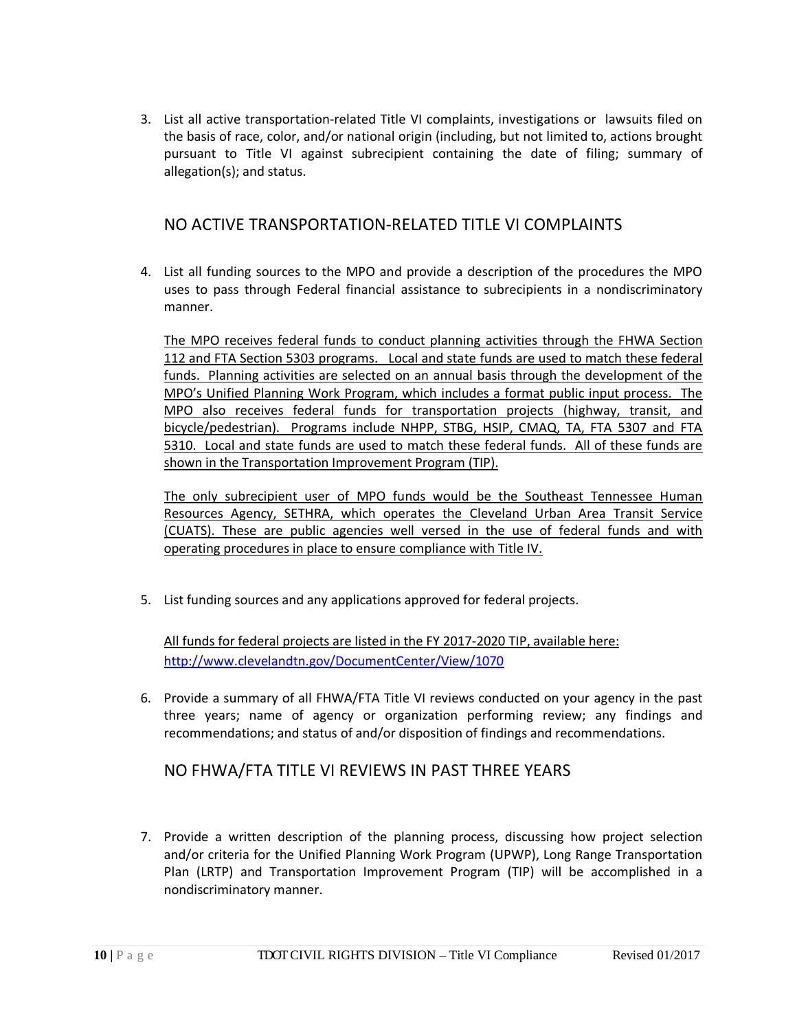3. List all active transportation-related Title VI complaints, investigations or lawsuits filed on the basis of race, color, and/or national origin (including, but not limited to, actions brought pursuant to Title VI against subrecipient containing the date of filing; summary of allegation(s); and status.

## NO ACTIVE TRANSPORTATION-RELATED TITLE VI COMPLAINTS

4. List all funding sources to the MPO and provide a description of the procedures the MPO uses to pass through Federal financial assistance to subrecipients in a nondiscriminatory manner.

   The MPO receives federal funds to conduct planning activities through the FHWA Section 112 and FTA Section 5303 programs. Local and state funds are used to match these federal funds. Planning activities are selected on an annual basis through the development of the MPO's Unified Planning Work Program, which includes a format public input process. The MPO also receives federal funds for transportation projects (highway, transit, and bicycle/pedestrian). Programs include NHPP, STBG, HSIP, CMAQ, TA, FTA 5307 and FTA 5310. Local and state funds are used to match these federal funds. All of these funds are shown in the Transportation Improvement Program (TIP).

   The only subrecipient user of MPO funds would be the Southeast Tennessee Human Resources Agency, SETHRA, which operates the Cleveland Urban Area Transit Service (CUATS). These are public agencies well versed in the use of federal funds and with operating procedures in place to ensure compliance with Title IV.

5. List funding sources and any applications approved for federal projects.

   All funds for federal projects are listed in the FY 2017-2020 TIP, available here: http://www.clevelandtn.gov/DocumentCenter/View/1070

6. Provide a summary of all FHWA/FTA Title VI reviews conducted on your agency in the past three years; name of agency or organization performing review; any findings and recommendations; and status of and/or disposition of findings and recommendations.

## NO FHWA/FTA TITLE VI REVIEWS IN PAST THREE YEARS

7. Provide a written description of the planning process, discussing how project selection and/or criteria for the Unified Planning Work Program (UPWP), Long Range Transportation Plan (LRTP) and Transportation Improvement Program (TIP) will be accomplished in a nondiscriminatory manner.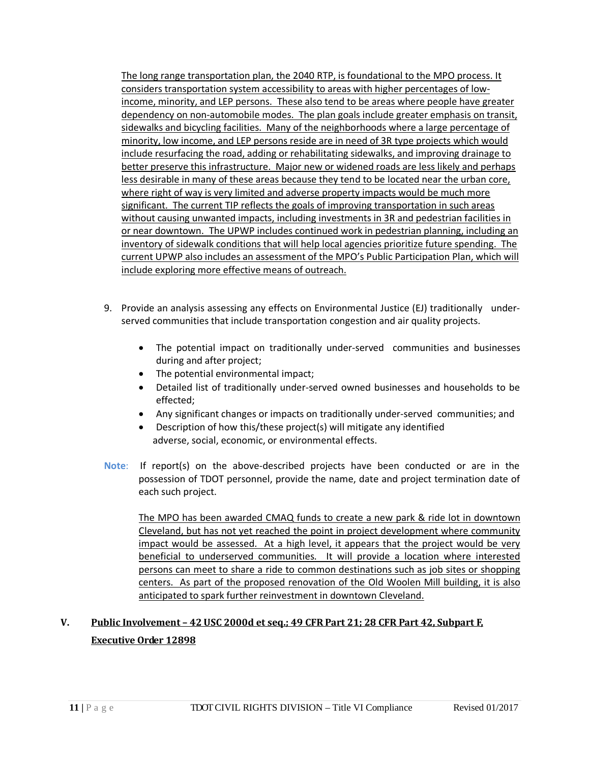The long range transportation plan, the 2040 RTP, is foundational to the MPO process. It considers transportation system accessibility to areas with higher percentages of low-income, minority, and LEP persons. These also tend to be areas where people have greater dependency on non-automobile modes. The plan goals include greater emphasis on transit, sidewalks and bicycling facilities. Many of the neighborhoods where a large percentage of minority, low income, and LEP persons reside are in need of 3R type projects which would include resurfacing the road, adding or rehabilitating sidewalks, and improving drainage to better preserve this infrastructure. Major new or widened roads are less likely and perhaps less desirable in many of these areas because they tend to be located near the urban core, where right of way is very limited and adverse property impacts would be much more significant. The current TIP reflects the goals of improving transportation in such areas without causing unwanted impacts, including investments in 3R and pedestrian facilities in or near downtown. The UPWP includes continued work in pedestrian planning, including an inventory of sidewalk conditions that will help local agencies prioritize future spending. The current UPWP also includes an assessment of the MPO's Public Participation Plan, which will include exploring more effective means of outreach.

9. Provide an analysis assessing any effects on Environmental Justice (EJ) traditionally under-served communities that include transportation congestion and air quality projects.

   - The potential impact on traditionally under-served communities and businesses during and after project;
   - The potential environmental impact;
   - Detailed list of traditionally under-served owned businesses and households to be effected;
   - Any significant changes or impacts on traditionally under-served communities; and
   - Description of how this/these project(s) will mitigate any identified adverse, social, economic, or environmental effects.

**Note**: If report(s) on the above-described projects have been conducted or are in the possession of TDOT personnel, provide the name, date and project termination date of each such project.

The MPO has been awarded CMAQ funds to create a new park & ride lot in downtown Cleveland, but has not yet reached the point in project development where community impact would be assessed. At a high level, it appears that the project would be very beneficial to underserved communities. It will provide a location where interested persons can meet to share a ride to common destinations such as job sites or shopping centers. As part of the proposed renovation of the Old Woolen Mill building, it is also anticipated to spark further reinvestment in downtown Cleveland.

## V. Public Involvement – 42 USC 2000d et seq.; 49 CFR Part 21; 28 CFR Part 42, Subpart F, Executive Order 12898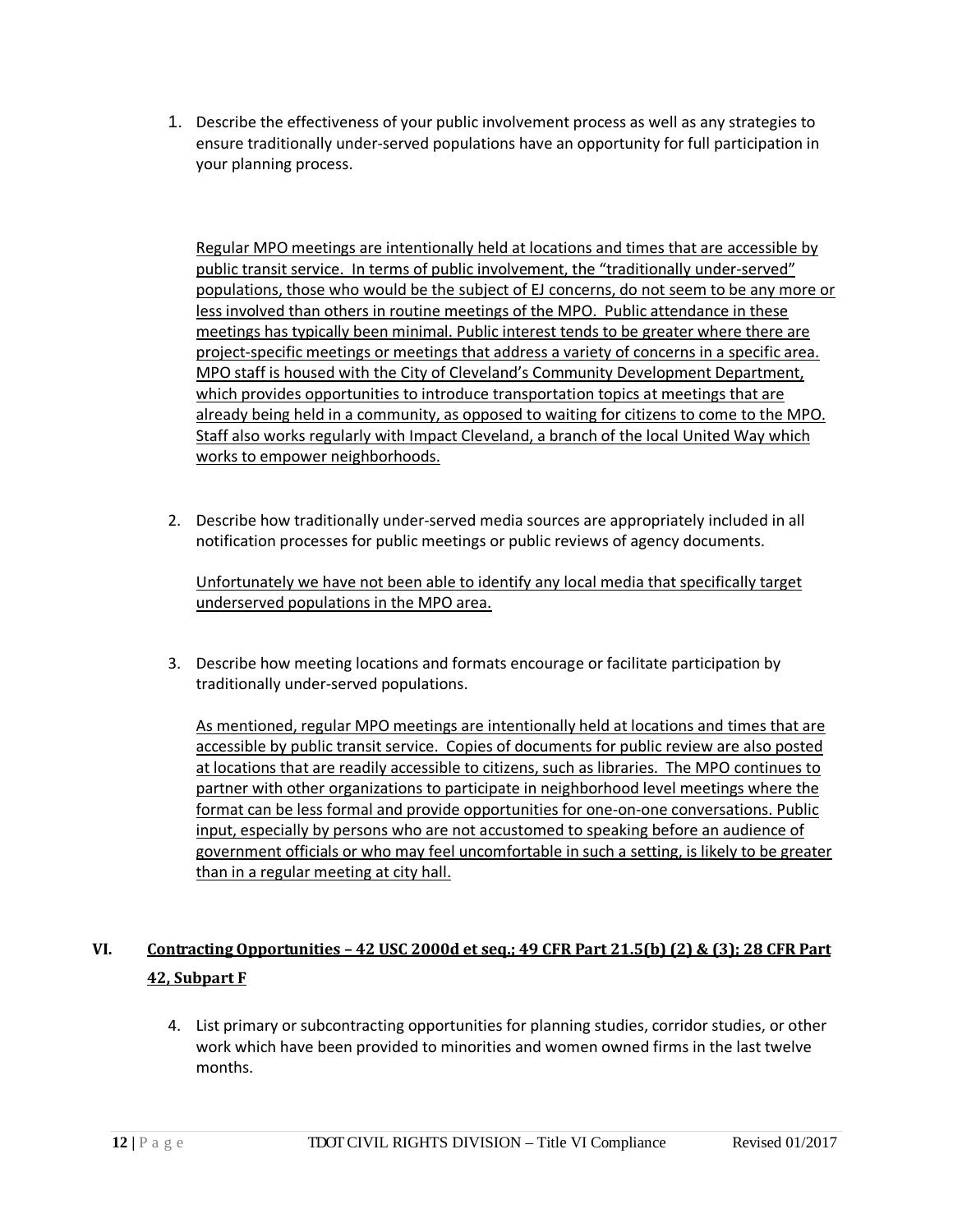1. Describe the effectiveness of your public involvement process as well as any strategies to ensure traditionally under-served populations have an opportunity for full participation in your planning process.

   Regular MPO meetings are intentionally held at locations and times that are accessible by public transit service. In terms of public involvement, the "traditionally under-served" populations, those who would be the subject of EJ concerns, do not seem to be any more or less involved than others in routine meetings of the MPO. Public attendance in these meetings has typically been minimal. Public interest tends to be greater where there are project-specific meetings or meetings that address a variety of concerns in a specific area. MPO staff is housed with the City of Cleveland's Community Development Department, which provides opportunities to introduce transportation topics at meetings that are already being held in a community, as opposed to waiting for citizens to come to the MPO. Staff also works regularly with Impact Cleveland, a branch of the local United Way which works to empower neighborhoods.

2. Describe how traditionally under-served media sources are appropriately included in all notification processes for public meetings or public reviews of agency documents.

   Unfortunately we have not been able to identify any local media that specifically target underserved populations in the MPO area.

3. Describe how meeting locations and formats encourage or facilitate participation by traditionally under-served populations.

   As mentioned, regular MPO meetings are intentionally held at locations and times that are accessible by public transit service. Copies of documents for public review are also posted at locations that are readily accessible to citizens, such as libraries. The MPO continues to partner with other organizations to participate in neighborhood level meetings where the format can be less formal and provide opportunities for one-on-one conversations. Public input, especially by persons who are not accustomed to speaking before an audience of government officials or who may feel uncomfortable in such a setting, is likely to be greater than in a regular meeting at city hall.

## VI. Contracting Opportunities – 42 USC 2000d et seq.; 49 CFR Part 21.5(b) (2) & (3); 28 CFR Part 42, Subpart F

4. List primary or subcontracting opportunities for planning studies, corridor studies, or other work which have been provided to minorities and women owned firms in the last twelve months.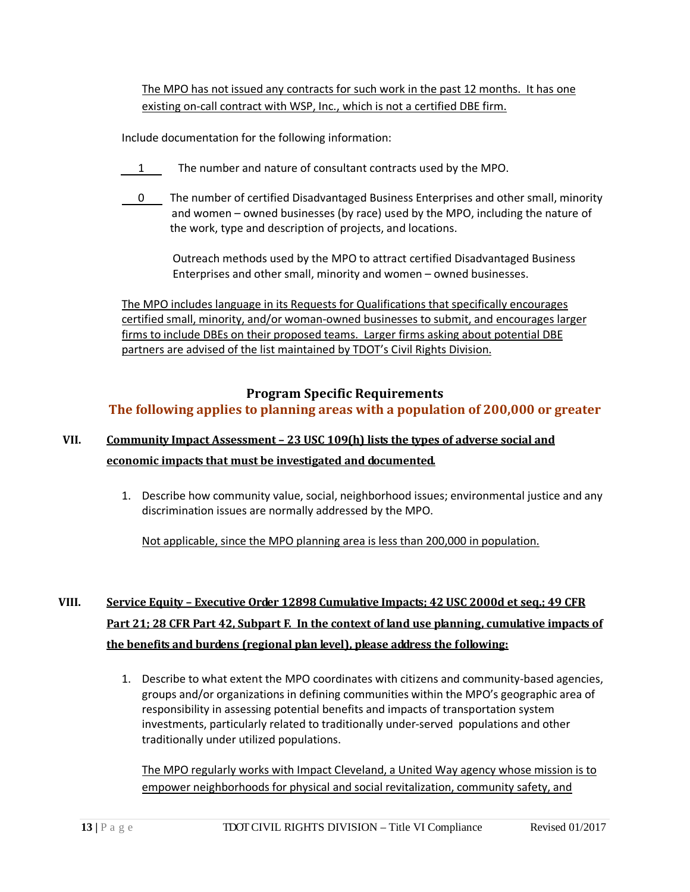The MPO has not issued any contracts for such work in the past 12 months. It has one existing on-call contract with WSP, Inc., which is not a certified DBE firm.

Include documentation for the following information:

1 — The number and nature of consultant contracts used by the MPO.

0 — The number of certified Disadvantaged Business Enterprises and other small, minority and women – owned businesses (by race) used by the MPO, including the nature of the work, type and description of projects, and locations.

Outreach methods used by the MPO to attract certified Disadvantaged Business Enterprises and other small, minority and women – owned businesses.

The MPO includes language in its Requests for Qualifications that specifically encourages certified small, minority, and/or woman-owned businesses to submit, and encourages larger firms to include DBEs on their proposed teams. Larger firms asking about potential DBE partners are advised of the list maintained by TDOT's Civil Rights Division.

## Program Specific Requirements

### The following applies to planning areas with a population of 200,000 or greater

### VII. Community Impact Assessment – 23 USC 109(h) lists the types of adverse social and economic impacts that must be investigated and documented.

1. Describe how community value, social, neighborhood issues; environmental justice and any discrimination issues are normally addressed by the MPO.

   Not applicable, since the MPO planning area is less than 200,000 in population.

### VIII. Service Equity – Executive Order 12898 Cumulative Impacts; 42 USC 2000d et seq.; 49 CFR Part 21; 28 CFR Part 42, Subpart F. In the context of land use planning, cumulative impacts of the benefits and burdens (regional plan level), please address the following:

1. Describe to what extent the MPO coordinates with citizens and community-based agencies, groups and/or organizations in defining communities within the MPO's geographic area of responsibility in assessing potential benefits and impacts of transportation system investments, particularly related to traditionally under-served populations and other traditionally under utilized populations.

   The MPO regularly works with Impact Cleveland, a United Way agency whose mission is to empower neighborhoods for physical and social revitalization, community safety, and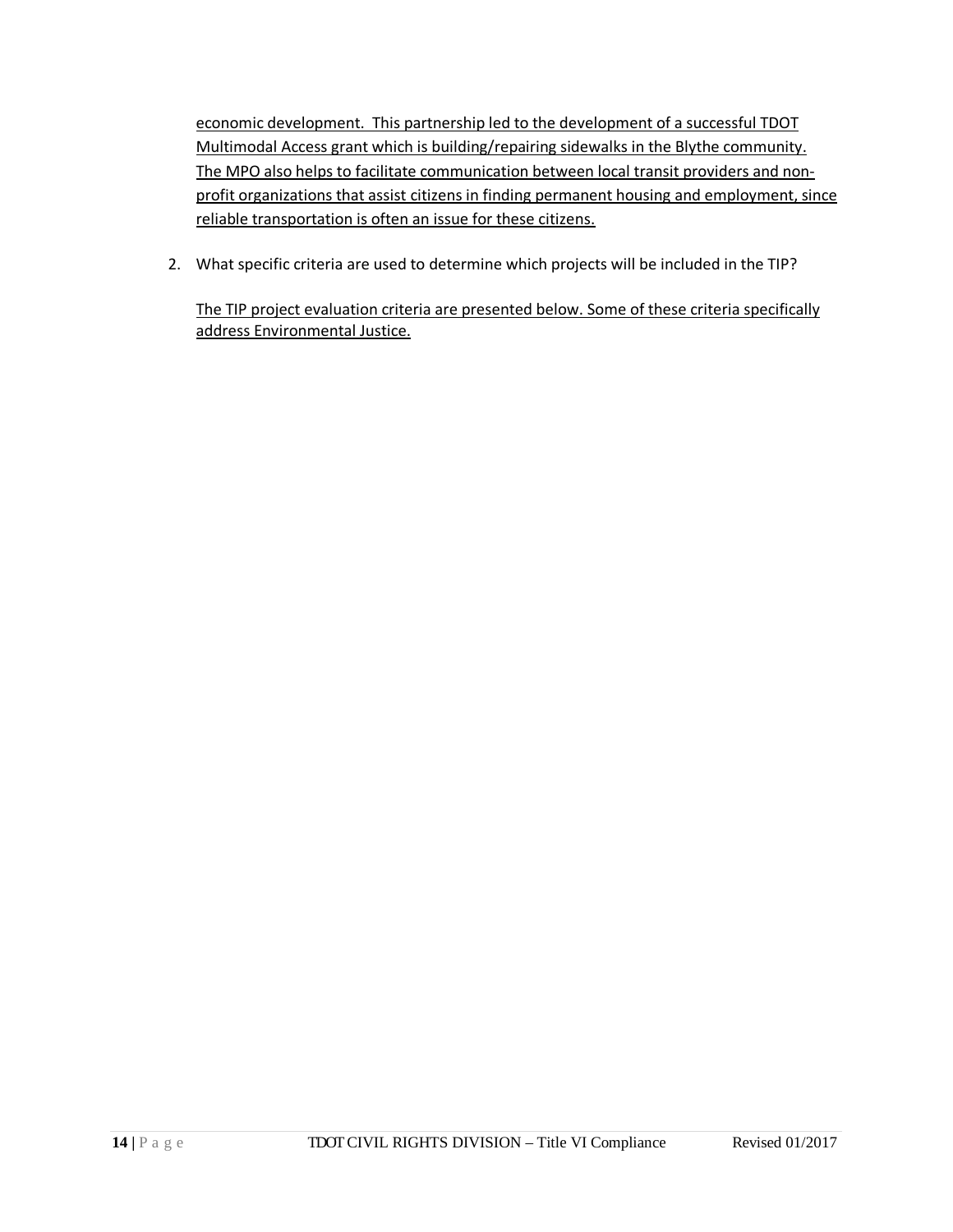economic development. This partnership led to the development of a successful TDOT Multimodal Access grant which is building/repairing sidewalks in the Blythe community. The MPO also helps to facilitate communication between local transit providers and non-profit organizations that assist citizens in finding permanent housing and employment, since reliable transportation is often an issue for these citizens.

2. What specific criteria are used to determine which projects will be included in the TIP?

   The TIP project evaluation criteria are presented below. Some of these criteria specifically address Environmental Justice.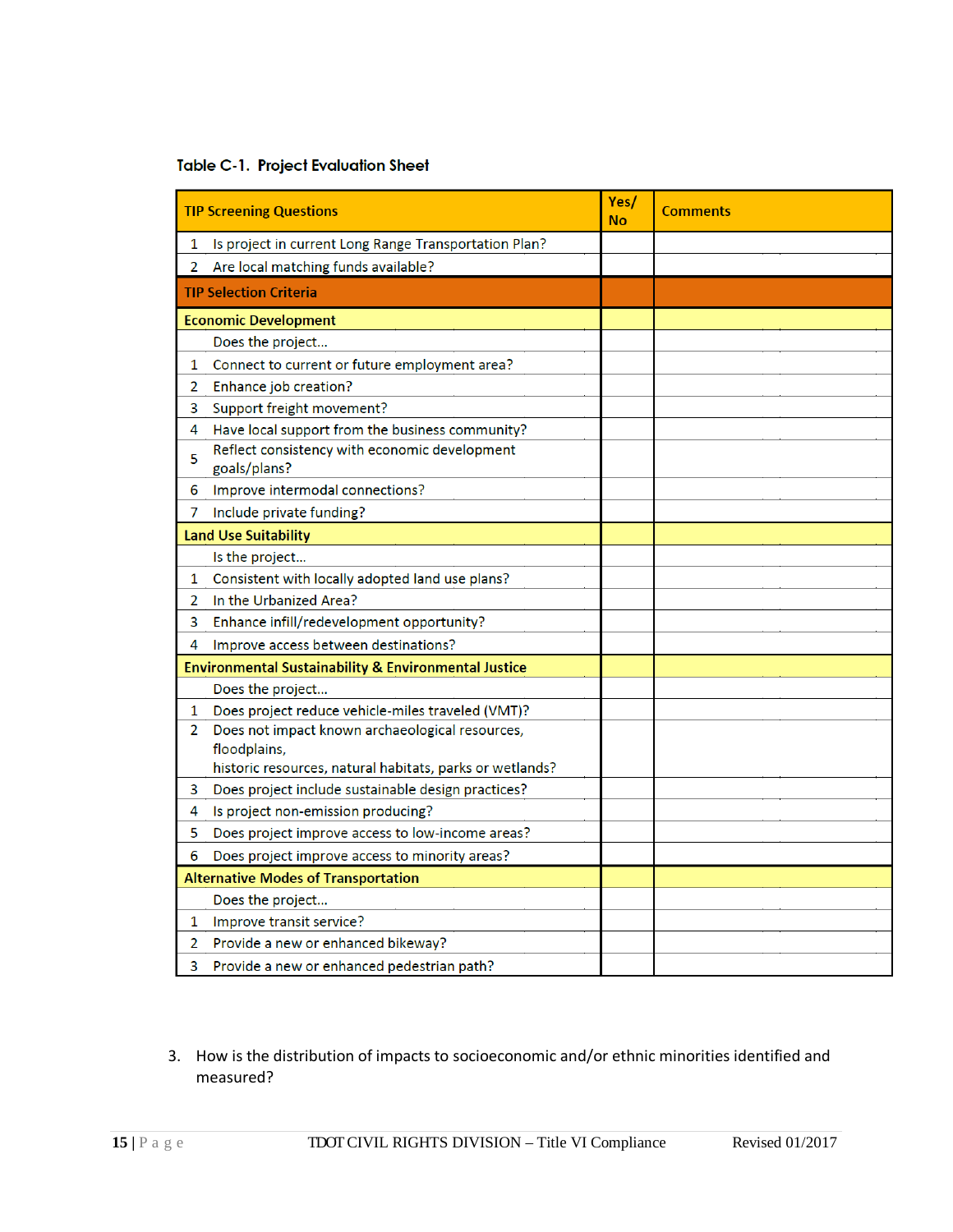Table C-1. Project Evaluation Sheet

| | TIP Screening Questions | Yes/ No | Comments |
|---|---|---|---|
| 1 | Is project in current Long Range Transportation Plan? | | |
| 2 | Are local matching funds available? | | |
| | **TIP Selection Criteria** | | |
| | **Economic Development** | | |
| | Does the project... | | |
| 1 | Connect to current or future employment area? | | |
| 2 | Enhance job creation? | | |
| 3 | Support freight movement? | | |
| 4 | Have local support from the business community? | | |
| 5 | Reflect consistency with economic development goals/plans? | | |
| 6 | Improve intermodal connections? | | |
| 7 | Include private funding? | | |
| | **Land Use Suitability** | | |
| | Is the project... | | |
| 1 | Consistent with locally adopted land use plans? | | |
| 2 | In the Urbanized Area? | | |
| 3 | Enhance infill/redevelopment opportunity? | | |
| 4 | Improve access between destinations? | | |
| | **Environmental Sustainability & Environmental Justice** | | |
| | Does the project... | | |
| 1 | Does project reduce vehicle-miles traveled (VMT)? | | |
| 2 | Does not impact known archaeological resources, floodplains, historic resources, natural habitats, parks or wetlands? | | |
| 3 | Does project include sustainable design practices? | | |
| 4 | Is project non-emission producing? | | |
| 5 | Does project improve access to low-income areas? | | |
| 6 | Does project improve access to minority areas? | | |
| | **Alternative Modes of Transportation** | | |
| | Does the project... | | |
| 1 | Improve transit service? | | |
| 2 | Provide a new or enhanced bikeway? | | |
| 3 | Provide a new or enhanced pedestrian path? | | |

3. How is the distribution of impacts to socioeconomic and/or ethnic minorities identified and measured?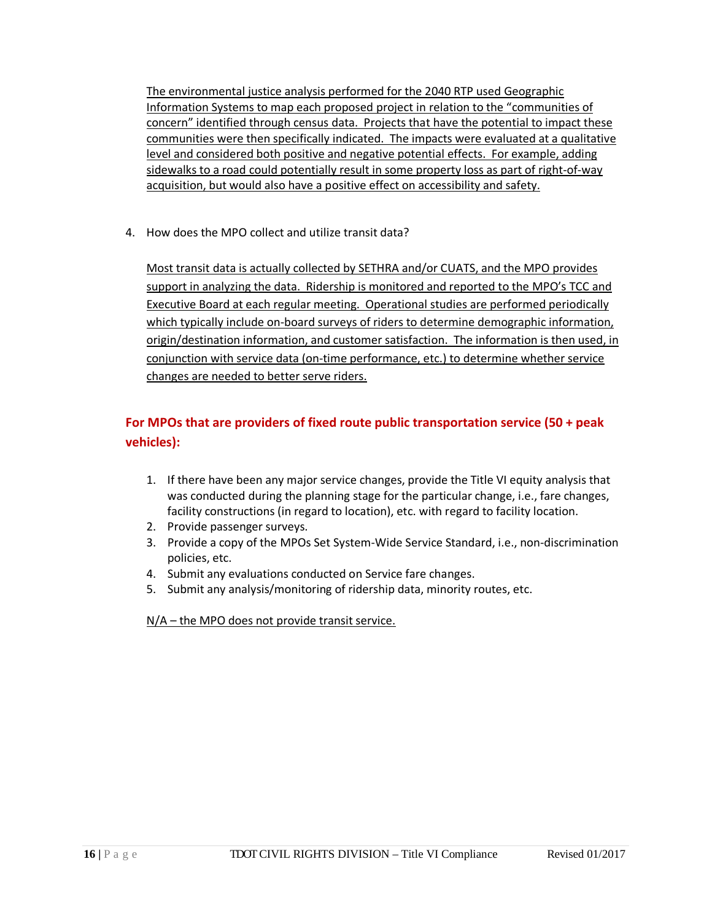The environmental justice analysis performed for the 2040 RTP used Geographic Information Systems to map each proposed project in relation to the "communities of concern" identified through census data. Projects that have the potential to impact these communities were then specifically indicated. The impacts were evaluated at a qualitative level and considered both positive and negative potential effects. For example, adding sidewalks to a road could potentially result in some property loss as part of right-of-way acquisition, but would also have a positive effect on accessibility and safety.

4. How does the MPO collect and utilize transit data?

   Most transit data is actually collected by SETHRA and/or CUATS, and the MPO provides support in analyzing the data. Ridership is monitored and reported to the MPO's TCC and Executive Board at each regular meeting. Operational studies are performed periodically which typically include on-board surveys of riders to determine demographic information, origin/destination information, and customer satisfaction. The information is then used, in conjunction with service data (on-time performance, etc.) to determine whether service changes are needed to better serve riders.

## For MPOs that are providers of fixed route public transportation service (50 + peak vehicles):

1. If there have been any major service changes, provide the Title VI equity analysis that was conducted during the planning stage for the particular change, i.e., fare changes, facility constructions (in regard to location), etc. with regard to facility location.
2. Provide passenger surveys.
3. Provide a copy of the MPOs Set System-Wide Service Standard, i.e., non-discrimination policies, etc.
4. Submit any evaluations conducted on Service fare changes.
5. Submit any analysis/monitoring of ridership data, minority routes, etc.

N/A – the MPO does not provide transit service.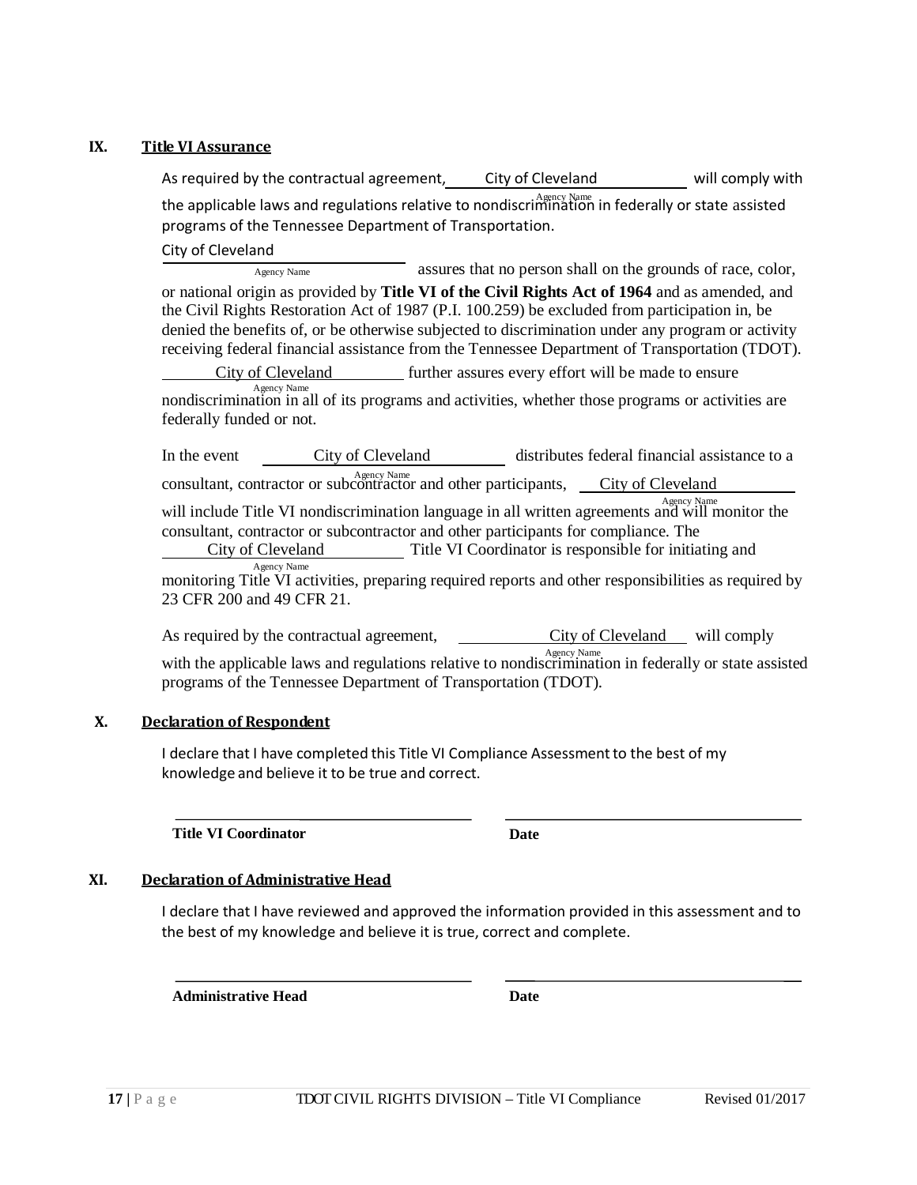## IX. Title VI Assurance

As required by the contractual agreement, City of Cleveland (Agency Name) will comply with the applicable laws and regulations relative to nondiscrimination in federally or state assisted programs of the Tennessee Department of Transportation.

City of Cleveland (Agency Name) assures that no person shall on the grounds of race, color, or national origin as provided by **Title VI of the Civil Rights Act of 1964** and as amended, and the Civil Rights Restoration Act of 1987 (P.I. 100.259) be excluded from participation in, be denied the benefits of, or be otherwise subjected to discrimination under any program or activity receiving federal financial assistance from the Tennessee Department of Transportation (TDOT).

City of Cleveland (Agency Name) further assures every effort will be made to ensure nondiscrimination in all of its programs and activities, whether those programs or activities are federally funded or not.

In the event City of Cleveland (Agency Name) distributes federal financial assistance to a consultant, contractor or subcontractor and other participants, City of Cleveland (Agency Name) will include Title VI nondiscrimination language in all written agreements and will monitor the consultant, contractor or subcontractor and other participants for compliance. The City of Cleveland (Agency Name) Title VI Coordinator is responsible for initiating and monitoring Title VI activities, preparing required reports and other responsibilities as required by 23 CFR 200 and 49 CFR 21.

As required by the contractual agreement, City of Cleveland (Agency Name) will comply with the applicable laws and regulations relative to nondiscrimination in federally or state assisted programs of the Tennessee Department of Transportation (TDOT).

## X. Declaration of Respondent

I declare that I have completed this Title VI Compliance Assessment to the best of my knowledge and believe it to be true and correct.

\_\_\_\_\_\_\_\_\_\_\_\_\_\_\_\_\_\_\_\_\_\_\_\_\_\_\_\_ \_\_\_\_\_\_\_\_\_\_\_\_\_\_\_\_\_\_\_\_\_\_\_\_\_\_\_\_

**Title VI Coordinator** **Date**

## XI. Declaration of Administrative Head

I declare that I have reviewed and approved the information provided in this assessment and to the best of my knowledge and believe it is true, correct and complete.

\_\_\_\_\_\_\_\_\_\_\_\_\_\_\_\_\_\_\_\_\_\_\_\_\_\_\_\_ \_\_\_\_\_\_\_\_\_\_\_\_\_\_\_\_\_\_\_\_\_\_\_\_\_\_\_\_

**Administrative Head** **Date**